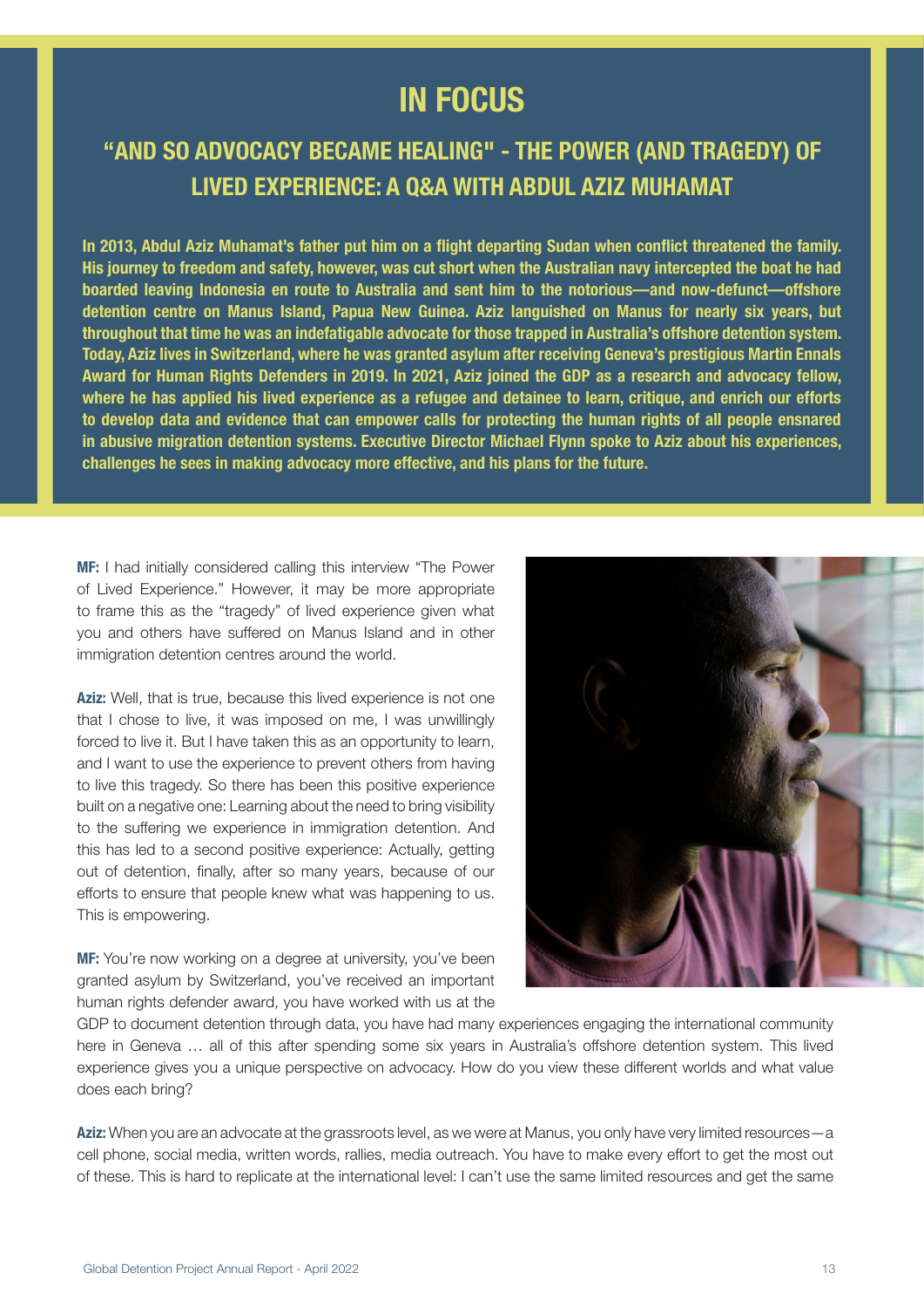# IN FOCUS

## "AND SO ADVOCACY BECAME HEALING" - THE POWER (AND TRAGEDY) OF LIVED EXPERIENCE: A Q&A WITH ABDUL AZIZ MUHAMAT

**In 2013, Abdul Aziz Muhamat's father put him on a flight departing Sudan when conflict threatened the family. His journey to freedom and safety, however, was cut short when the Australian navy intercepted the boat he had boarded leaving Indonesia en route to Australia and sent him to the notorious—and now-defunct—offshore detention centre on Manus Island, Papua New Guinea. Aziz languished on Manus for nearly six years, but throughout that time he was an indefatigable advocate for those trapped in Australia's offshore detention system. Today, Aziz lives in Switzerland, where he was granted asylum after receiving Geneva's prestigious Martin Ennals Award for Human Rights Defenders in 2019. In 2021, Aziz joined the GDP as a research and advocacy fellow, where he has applied his lived experience as a refugee and detainee to learn, critique, and enrich our efforts to develop data and evidence that can empower calls for protecting the human rights of all people ensnared in abusive migration detention systems. Executive Director Michael Flynn spoke to Aziz about his experiences, challenges he sees in making advocacy more effective, and his plans for the future.**

**MF:** I had initially considered calling this interview "The Power of Lived Experience." However, it may be more appropriate to frame this as the "tragedy" of lived experience given what you and others have suffered on Manus Island and in other immigration detention centres around the world.

**Aziz:** Well, that is true, because this lived experience is not one that I chose to live, it was imposed on me, I was unwillingly forced to live it. But I have taken this as an opportunity to learn, and I want to use the experience to prevent others from having to live this tragedy. So there has been this positive experience built on a negative one: Learning about the need to bring visibility to the suffering we experience in immigration detention. And this has led to a second positive experience: Actually, getting out of detention, finally, after so many years, because of our efforts to ensure that people knew what was happening to us. This is empowering.

**MF:** You're now working on a degree at university, you've been granted asylum by Switzerland, you've received an important human rights defender award, you have worked with us at the GDP to document detention through data, you have had many experiences engaging the international community here in Geneva … all of this after spending some six years in Australia's offshore detention system. This lived experience gives you a unique perspective on advocacy. How do you view these different worlds and what value does each bring?

**Aziz:** When you are an advocate at the grassroots level, as we were at Manus, you only have very limited resources—a cell phone, social media, written words, rallies, media outreach. You have to make every effort to get the most out of these. This is hard to replicate at the international level: I can't use the same limited resources and get the same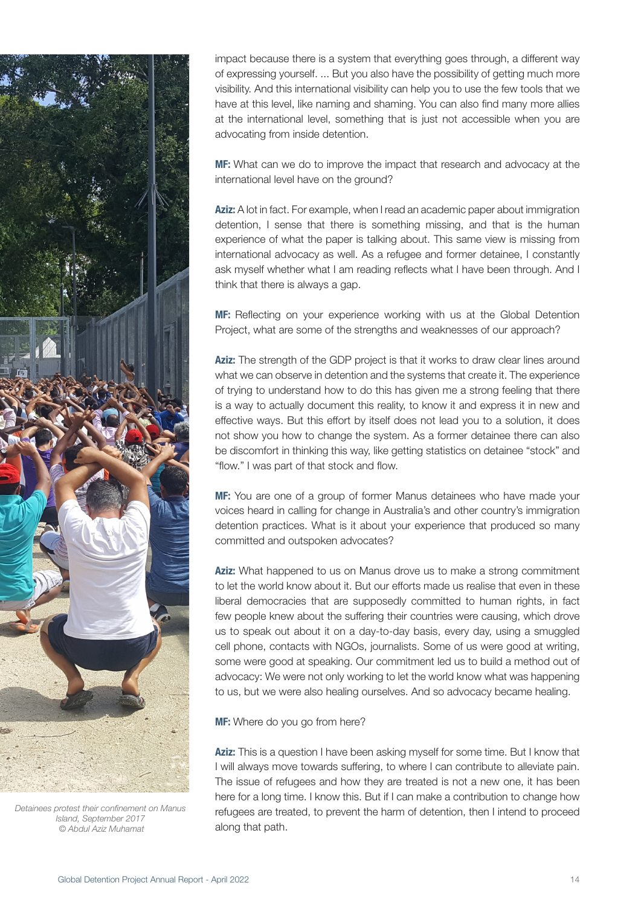impact because there is a system that everything goes through, a different way of expressing yourself. ... But you also have the possibility of getting much more visibility. And this international visibility can help you to use the few tools that we have at this level, like naming and shaming. You can also find many more allies at the international level, something that is just not accessible when you are advocating from inside detention.

**MF:** What can we do to improve the impact that research and advocacy at the international level have on the ground?

**Aziz:** A lot in fact. For example, when I read an academic paper about immigration detention, I sense that there is something missing, and that is the human experience of what the paper is talking about. This same view is missing from international advocacy as well. As a refugee and former detainee, I constantly ask myself whether what I am reading reflects what I have been through. And I think that there is always a gap.

**MF:** Reflecting on your experience working with us at the Global Detention Project, what are some of the strengths and weaknesses of our approach?

**Aziz:** The strength of the GDP project is that it works to draw clear lines around what we can observe in detention and the systems that create it. The experience of trying to understand how to do this has given me a strong feeling that there is a way to actually document this reality, to know it and express it in new and effective ways. But this effort by itself does not lead you to a solution, it does not show you how to change the system. As a former detainee there can also be discomfort in thinking this way, like getting statistics on detainee "stock" and "flow." I was part of that stock and flow.

**MF:** You are one of a group of former Manus detainees who have made your voices heard in calling for change in Australia's and other country's immigration detention practices. What is it about your experience that produced so many committed and outspoken advocates?

**Aziz:** What happened to us on Manus drove us to make a strong commitment to let the world know about it. But our efforts made us realise that even in these liberal democracies that are supposedly committed to human rights, in fact few people knew about the suffering their countries were causing, which drove us to speak out about it on a day-to-day basis, every day, using a smuggled cell phone, contacts with NGOs, journalists. Some of us were good at writing, some were good at speaking. Our commitment led us to build a method out of advocacy: We were not only working to let the world know what was happening to us, but we were also healing ourselves. And so advocacy became healing.

**MF:** Where do you go from here?

**Aziz:** This is a question I have been asking myself for some time. But I know that I will always move towards suffering, to where I can contribute to alleviate pain. The issue of refugees and how they are treated is not a new one, it has been here for a long time. I know this. But if I can make a contribution to change how refugees are treated, to prevent the harm of detention, then I intend to proceed along that path.

*Detainees protest their confinement on Manus Island, September 2017 © Abdul Aziz Muhamat*